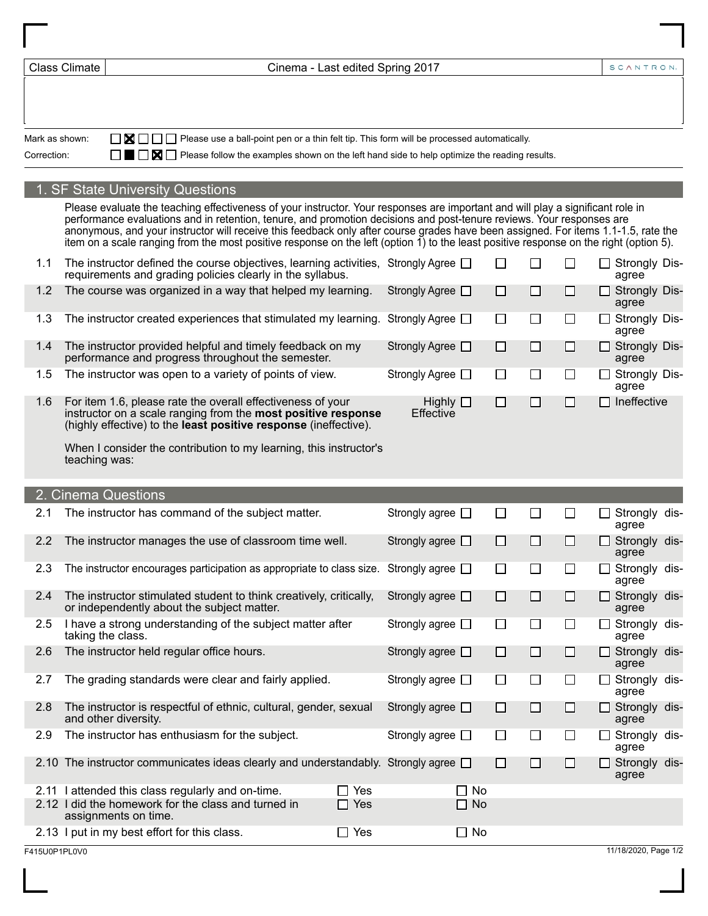| Class Climate | Cinema - Last edited Spring 2017 | SCANTRON |
|---|---|---|

Mark as shown: ☐ ☒ ☐ ☐ ☐ Please use a ball-point pen or a thin felt tip. This form will be processed automatically.

Correction: ☐ ■ ☐ ☒ ☐ Please follow the examples shown on the left hand side to help optimize the reading results.

## 1. SF State University Questions

Please evaluate the teaching effectiveness of your instructor. Your responses are important and will play a significant role in performance evaluations and in retention, tenure, and promotion decisions and post-tenure reviews. Your responses are anonymous, and your instructor will receive this feedback only after course grades have been assigned. For items 1.1-1.5, rate the item on a scale ranging from the most positive response on the left (option 1) to the least positive response on the right (option 5).

| | | | | | | | |
|---|---|---|---|---|---|---|---|
| 1.1 | The instructor defined the course objectives, learning activities, requirements and grading policies clearly in the syllabus. | Strongly Agree ☐ | ☐ | ☐ | ☐ | ☐ | Strongly Disagree |
| 1.2 | The course was organized in a way that helped my learning. | Strongly Agree ☐ | ☐ | ☐ | ☐ | ☐ | Strongly Disagree |
| 1.3 | The instructor created experiences that stimulated my learning. | Strongly Agree ☐ | ☐ | ☐ | ☐ | ☐ | Strongly Disagree |
| 1.4 | The instructor provided helpful and timely feedback on my performance and progress throughout the semester. | Strongly Agree ☐ | ☐ | ☐ | ☐ | ☐ | Strongly Disagree |
| 1.5 | The instructor was open to a variety of points of view. | Strongly Agree ☐ | ☐ | ☐ | ☐ | ☐ | Strongly Disagree |
| 1.6 | For item 1.6, please rate the overall effectiveness of your instructor on a scale ranging from the **most positive response** (highly effective) to the **least positive response** (ineffective). When I consider the contribution to my learning, this instructor's teaching was: | Highly Effective ☐ | ☐ | ☐ | ☐ | ☐ | Ineffective |

## 2. Cinema Questions

| | | | | | | | |
|---|---|---|---|---|---|---|---|
| 2.1 | The instructor has command of the subject matter. | Strongly agree ☐ | ☐ | ☐ | ☐ | ☐ | Strongly disagree |
| 2.2 | The instructor manages the use of classroom time well. | Strongly agree ☐ | ☐ | ☐ | ☐ | ☐ | Strongly disagree |
| 2.3 | The instructor encourages participation as appropriate to class size. | Strongly agree ☐ | ☐ | ☐ | ☐ | ☐ | Strongly disagree |
| 2.4 | The instructor stimulated student to think creatively, critically, or independently about the subject matter. | Strongly agree ☐ | ☐ | ☐ | ☐ | ☐ | Strongly disagree |
| 2.5 | I have a strong understanding of the subject matter after taking the class. | Strongly agree ☐ | ☐ | ☐ | ☐ | ☐ | Strongly disagree |
| 2.6 | The instructor held regular office hours. | Strongly agree ☐ | ☐ | ☐ | ☐ | ☐ | Strongly disagree |
| 2.7 | The grading standards were clear and fairly applied. | Strongly agree ☐ | ☐ | ☐ | ☐ | ☐ | Strongly disagree |
| 2.8 | The instructor is respectful of ethnic, cultural, gender, sexual and other diversity. | Strongly agree ☐ | ☐ | ☐ | ☐ | ☐ | Strongly disagree |
| 2.9 | The instructor has enthusiasm for the subject. | Strongly agree ☐ | ☐ | ☐ | ☐ | ☐ | Strongly disagree |
| 2.10 | The instructor communicates ideas clearly and understandably. | Strongly agree ☐ | ☐ | ☐ | ☐ | ☐ | Strongly disagree |

| | | | |
|---|---|---|---|
| 2.11 | I attended this class regularly and on-time. | ☐ Yes | ☐ No |
| 2.12 | I did the homework for the class and turned in assignments on time. | ☐ Yes | ☐ No |
| 2.13 | I put in my best effort for this class. | ☐ Yes | ☐ No |

F415U0P1PL0V0

11/18/2020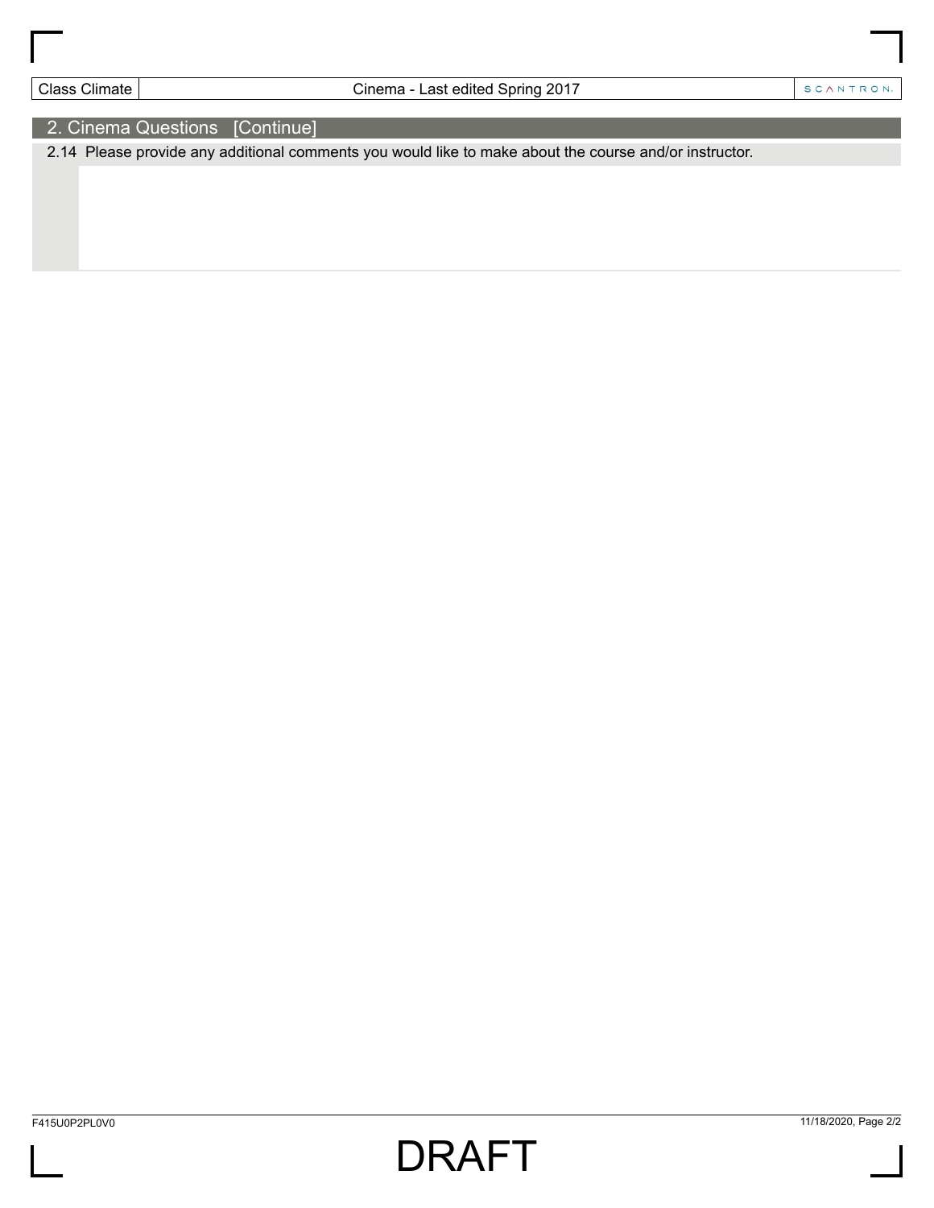## 2. Cinema Questions [Continue]

2.14 Please provide any additional comments you would like to make about the course and/or instructor.

F415U0P2PL0V0

DRAFT